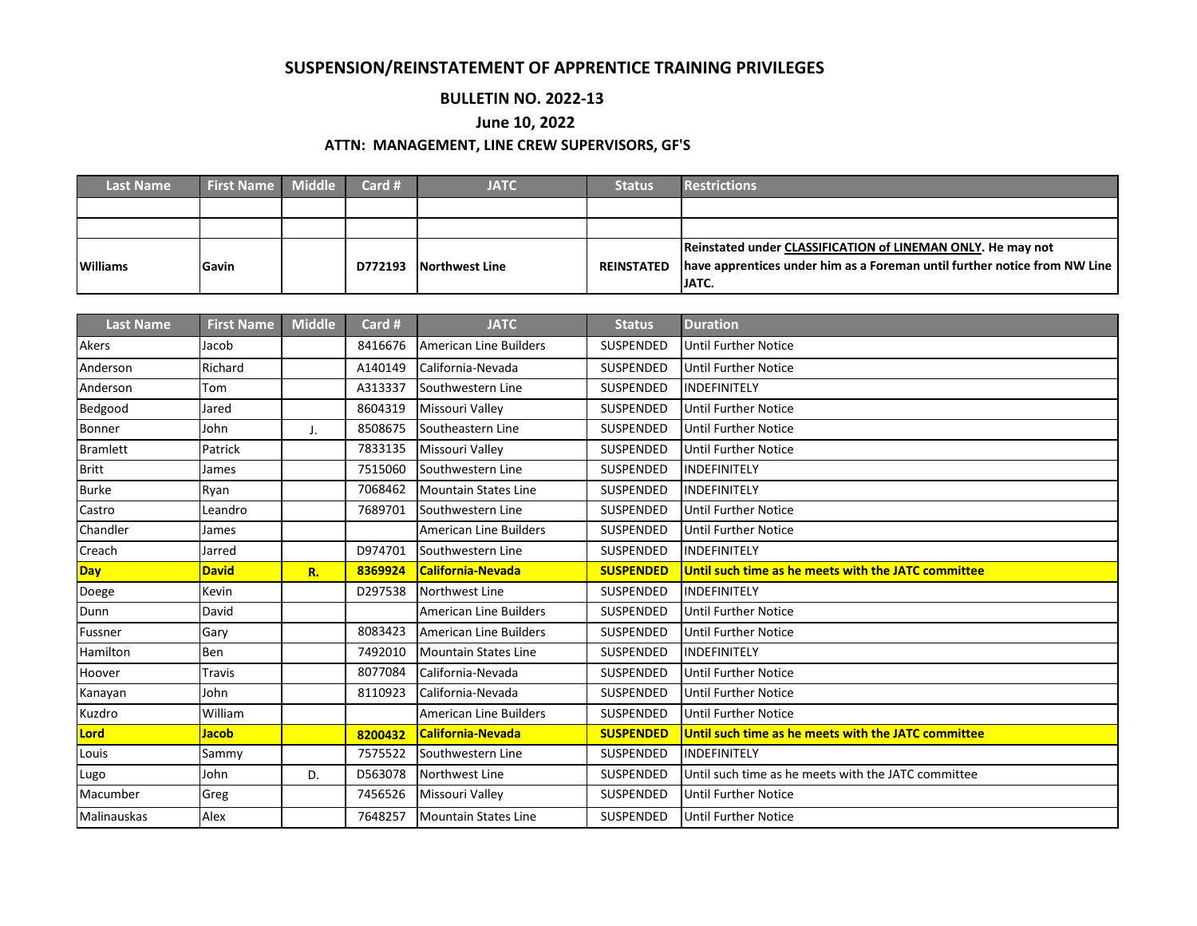# SUSPENSION/REINSTATEMENT OF APPRENTICE TRAINING PRIVILEGES

## BULLETIN NO. 2022-13

## June 10, 2022

### ATTN: MANAGEMENT, LINE CREW SUPERVISORS, GF'S

| Last Name | First Name | Middle | Card # | JATC | Status | Restrictions |
|---|---|---|---|---|---|---|
| | | | | | | |
| | | | | | | |
| **Williams** | **Gavin** | | **D772193** | **Northwest Line** | **REINSTATED** | **Reinstated under CLASSIFICATION of LINEMAN ONLY. He may not have apprentices under him as a Foreman until further notice from NW Line JATC.** |

| Last Name | First Name | Middle | Card # | JATC | Status | Duration |
|---|---|---|---|---|---|---|
| Akers | Jacob | | 8416676 | American Line Builders | SUSPENDED | Until Further Notice |
| Anderson | Richard | | A140149 | California-Nevada | SUSPENDED | Until Further Notice |
| Anderson | Tom | | A313337 | Southwestern Line | SUSPENDED | INDEFINITELY |
| Bedgood | Jared | | 8604319 | Missouri Valley | SUSPENDED | Until Further Notice |
| Bonner | John | J. | 8508675 | Southeastern Line | SUSPENDED | Until Further Notice |
| Bramlett | Patrick | | 7833135 | Missouri Valley | SUSPENDED | Until Further Notice |
| Britt | James | | 7515060 | Southwestern Line | SUSPENDED | INDEFINITELY |
| Burke | Ryan | | 7068462 | Mountain States Line | SUSPENDED | INDEFINITELY |
| Castro | Leandro | | 7689701 | Southwestern Line | SUSPENDED | Until Further Notice |
| Chandler | James | | | American Line Builders | SUSPENDED | Until Further Notice |
| Creach | Jarred | | D974701 | Southwestern Line | SUSPENDED | INDEFINITELY |
| **Day** | **David** | **R.** | **8369924** | **California-Nevada** | **SUSPENDED** | **Until such time as he meets with the JATC committee** |
| Doege | Kevin | | D297538 | Northwest Line | SUSPENDED | INDEFINITELY |
| Dunn | David | | | American Line Builders | SUSPENDED | Until Further Notice |
| Fussner | Gary | | 8083423 | American Line Builders | SUSPENDED | Until Further Notice |
| Hamilton | Ben | | 7492010 | Mountain States Line | SUSPENDED | INDEFINITELY |
| Hoover | Travis | | 8077084 | California-Nevada | SUSPENDED | Until Further Notice |
| Kanayan | John | | 8110923 | California-Nevada | SUSPENDED | Until Further Notice |
| Kuzdro | William | | | American Line Builders | SUSPENDED | Until Further Notice |
| **Lord** | **Jacob** | | **8200432** | **California-Nevada** | **SUSPENDED** | **Until such time as he meets with the JATC committee** |
| Louis | Sammy | | 7575522 | Southwestern Line | SUSPENDED | INDEFINITELY |
| Lugo | John | D. | D563078 | Northwest Line | SUSPENDED | Until such time as he meets with the JATC committee |
| Macumber | Greg | | 7456526 | Missouri Valley | SUSPENDED | Until Further Notice |
| Malinauskas | Alex | | 7648257 | Mountain States Line | SUSPENDED | Until Further Notice |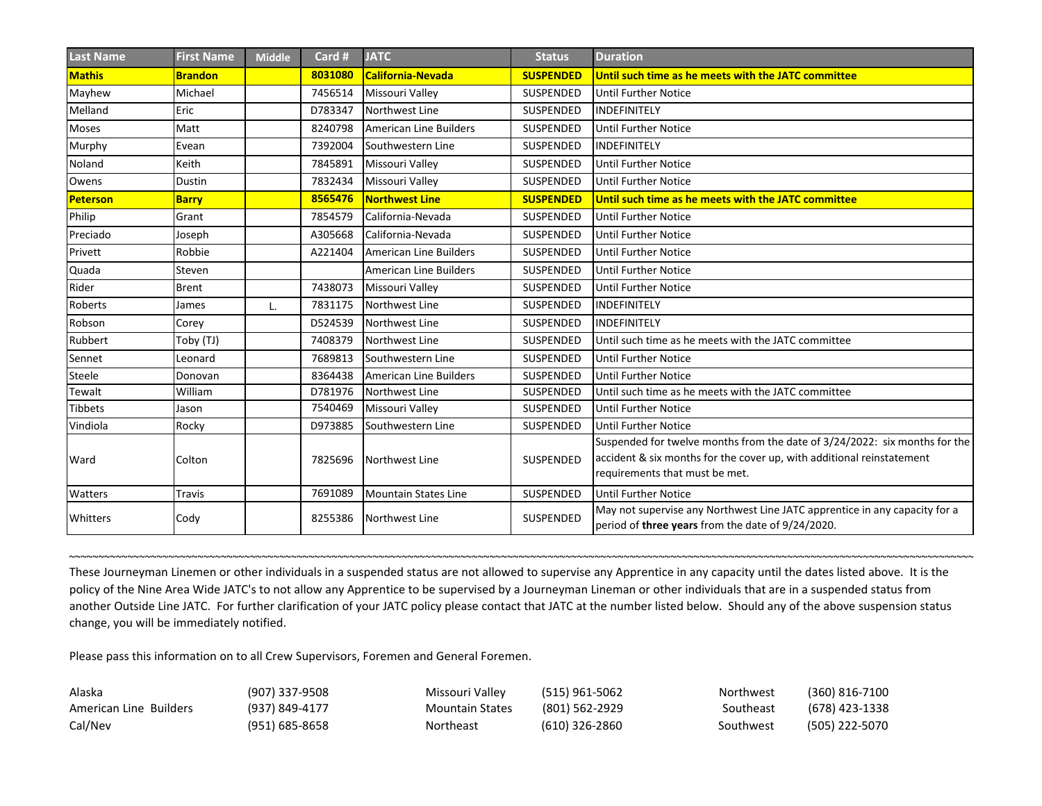| Last Name | First Name | Middle | Card # | JATC | Status | Duration |
|---|---|---|---|---|---|---|
| **Mathis** | **Brandon** | | **8031080** | **California-Nevada** | **SUSPENDED** | **Until such time as he meets with the JATC committee** |
| Mayhew | Michael | | 7456514 | Missouri Valley | SUSPENDED | Until Further Notice |
| Melland | Eric | | D783347 | Northwest Line | SUSPENDED | INDEFINITELY |
| Moses | Matt | | 8240798 | American Line Builders | SUSPENDED | Until Further Notice |
| Murphy | Evean | | 7392004 | Southwestern Line | SUSPENDED | INDEFINITELY |
| Noland | Keith | | 7845891 | Missouri Valley | SUSPENDED | Until Further Notice |
| Owens | Dustin | | 7832434 | Missouri Valley | SUSPENDED | Until Further Notice |
| **Peterson** | **Barry** | | **8565476** | **Northwest Line** | **SUSPENDED** | **Until such time as he meets with the JATC committee** |
| Philip | Grant | | 7854579 | California-Nevada | SUSPENDED | Until Further Notice |
| Preciado | Joseph | | A305668 | California-Nevada | SUSPENDED | Until Further Notice |
| Privett | Robbie | | A221404 | American Line Builders | SUSPENDED | Until Further Notice |
| Quada | Steven | | | American Line Builders | SUSPENDED | Until Further Notice |
| Rider | Brent | | 7438073 | Missouri Valley | SUSPENDED | Until Further Notice |
| Roberts | James | L. | 7831175 | Northwest Line | SUSPENDED | INDEFINITELY |
| Robson | Corey | | D524539 | Northwest Line | SUSPENDED | INDEFINITELY |
| Rubbert | Toby (TJ) | | 7408379 | Northwest Line | SUSPENDED | Until such time as he meets with the JATC committee |
| Sennet | Leonard | | 7689813 | Southwestern Line | SUSPENDED | Until Further Notice |
| Steele | Donovan | | 8364438 | American Line Builders | SUSPENDED | Until Further Notice |
| Tewalt | William | | D781976 | Northwest Line | SUSPENDED | Until such time as he meets with the JATC committee |
| Tibbets | Jason | | 7540469 | Missouri Valley | SUSPENDED | Until Further Notice |
| Vindiola | Rocky | | D973885 | Southwestern Line | SUSPENDED | Until Further Notice |
| Ward | Colton | | 7825696 | Northwest Line | SUSPENDED | Suspended for twelve months from the date of 3/24/2022: six months for the accident & six months for the cover up, with additional reinstatement requirements that must be met. |
| Watters | Travis | | 7691089 | Mountain States Line | SUSPENDED | Until Further Notice |
| Whitters | Cody | | 8255386 | Northwest Line | SUSPENDED | May not supervise any Northwest Line JATC apprentice in any capacity for a period of **three years** from the date of 9/24/2020. |

~~~~~~~~~~~~~~~~~~~~~~~~~~~~~~~~~~~~~~~~~~~~~~~~~~~~~~~~~~~~~~~~~~~~~~~~~~~~~~~~~~~~~~~~~~~~~~~~~~~~~~~~~~~~~~~~~~~~~~~~

These Journeyman Linemen or other individuals in a suspended status are not allowed to supervise any Apprentice in any capacity until the dates listed above. It is the policy of the Nine Area Wide JATC's to not allow any Apprentice to be supervised by a Journeyman Lineman or other individuals that are in a suspended status from another Outside Line JATC. For further clarification of your JATC policy please contact that JATC at the number listed below. Should any of the above suspension status change, you will be immediately notified.

Please pass this information on to all Crew Supervisors, Foremen and General Foremen.

| | | | | | |
|---|---|---|---|---|---|
| Alaska | (907) 337-9508 | Missouri Valley | (515) 961-5062 | Northwest | (360) 816-7100 |
| American Line Builders | (937) 849-4177 | Mountain States | (801) 562-2929 | Southeast | (678) 423-1338 |
| Cal/Nev | (951) 685-8658 | Northeast | (610) 326-2860 | Southwest | (505) 222-5070 |